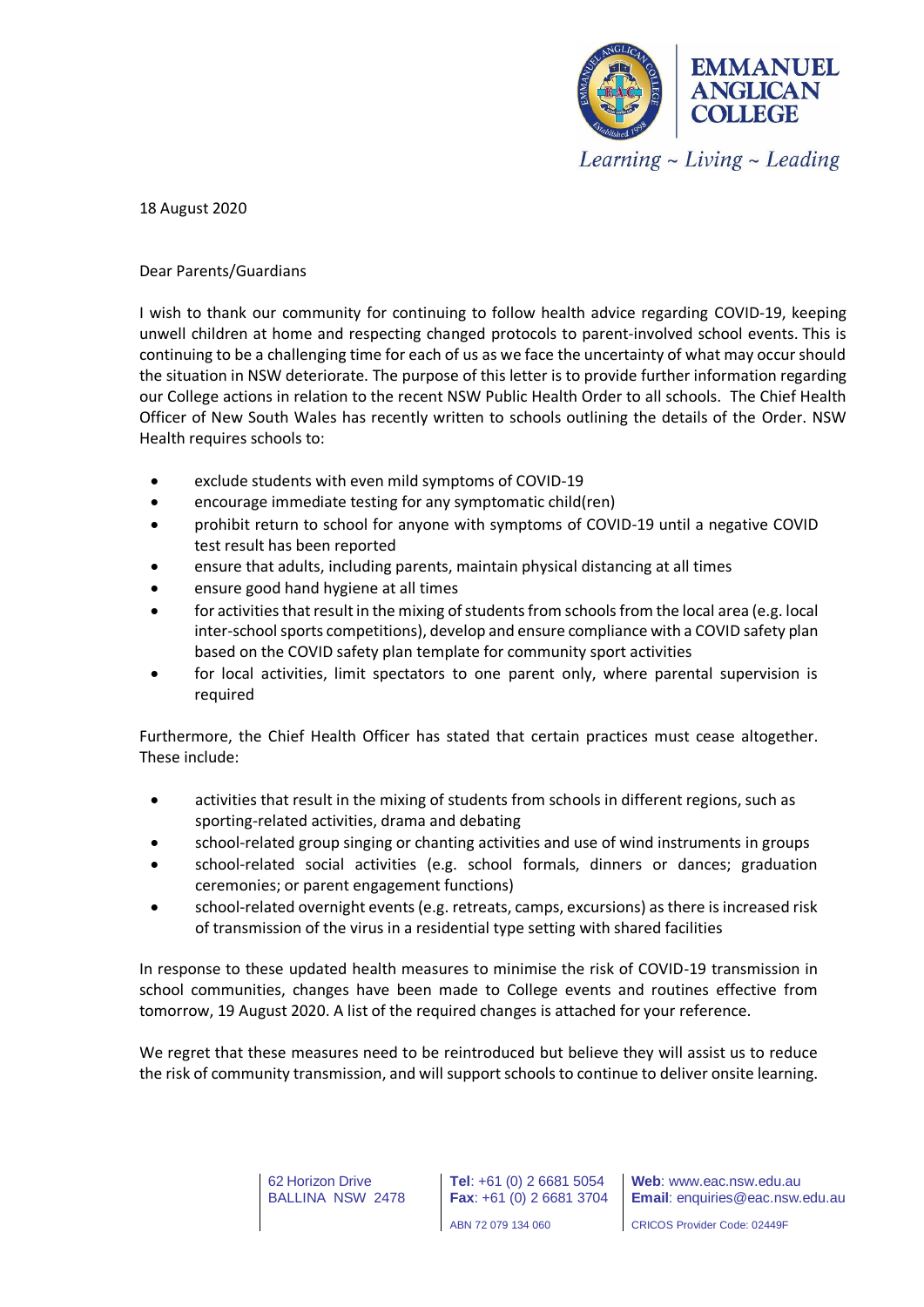**EMMANUEL ANGLICAN COLLEGE**

*Learning ~ Living ~ Leading*

18 August 2020

Dear Parents/Guardians

I wish to thank our community for continuing to follow health advice regarding COVID-19, keeping unwell children at home and respecting changed protocols to parent-involved school events. This is continuing to be a challenging time for each of us as we face the uncertainty of what may occur should the situation in NSW deteriorate. The purpose of this letter is to provide further information regarding our College actions in relation to the recent NSW Public Health Order to all schools. The Chief Health Officer of New South Wales has recently written to schools outlining the details of the Order. NSW Health requires schools to:

- exclude students with even mild symptoms of COVID-19
- encourage immediate testing for any symptomatic child(ren)
- prohibit return to school for anyone with symptoms of COVID-19 until a negative COVID test result has been reported
- ensure that adults, including parents, maintain physical distancing at all times
- ensure good hand hygiene at all times
- for activities that result in the mixing of students from schools from the local area (e.g. local inter-school sports competitions), develop and ensure compliance with a COVID safety plan based on the COVID safety plan template for community sport activities
- for local activities, limit spectators to one parent only, where parental supervision is required

Furthermore, the Chief Health Officer has stated that certain practices must cease altogether. These include:

- activities that result in the mixing of students from schools in different regions, such as sporting-related activities, drama and debating
- school-related group singing or chanting activities and use of wind instruments in groups
- school-related social activities (e.g. school formals, dinners or dances; graduation ceremonies; or parent engagement functions)
- school-related overnight events (e.g. retreats, camps, excursions) as there is increased risk of transmission of the virus in a residential type setting with shared facilities

In response to these updated health measures to minimise the risk of COVID-19 transmission in school communities, changes have been made to College events and routines effective from tomorrow, 19 August 2020. A list of the required changes is attached for your reference.

We regret that these measures need to be reintroduced but believe they will assist us to reduce the risk of community transmission, and will support schools to continue to deliver onsite learning.

62 Horizon Drive
BALLINA NSW 2478

**Tel**: +61 (0) 2 6681 5054
**Fax**: +61 (0) 2 6681 3704
ABN 72 079 134 060

**Web**: www.eac.nsw.edu.au
**Email**: enquiries@eac.nsw.edu.au
CRICOS Provider Code: 02449F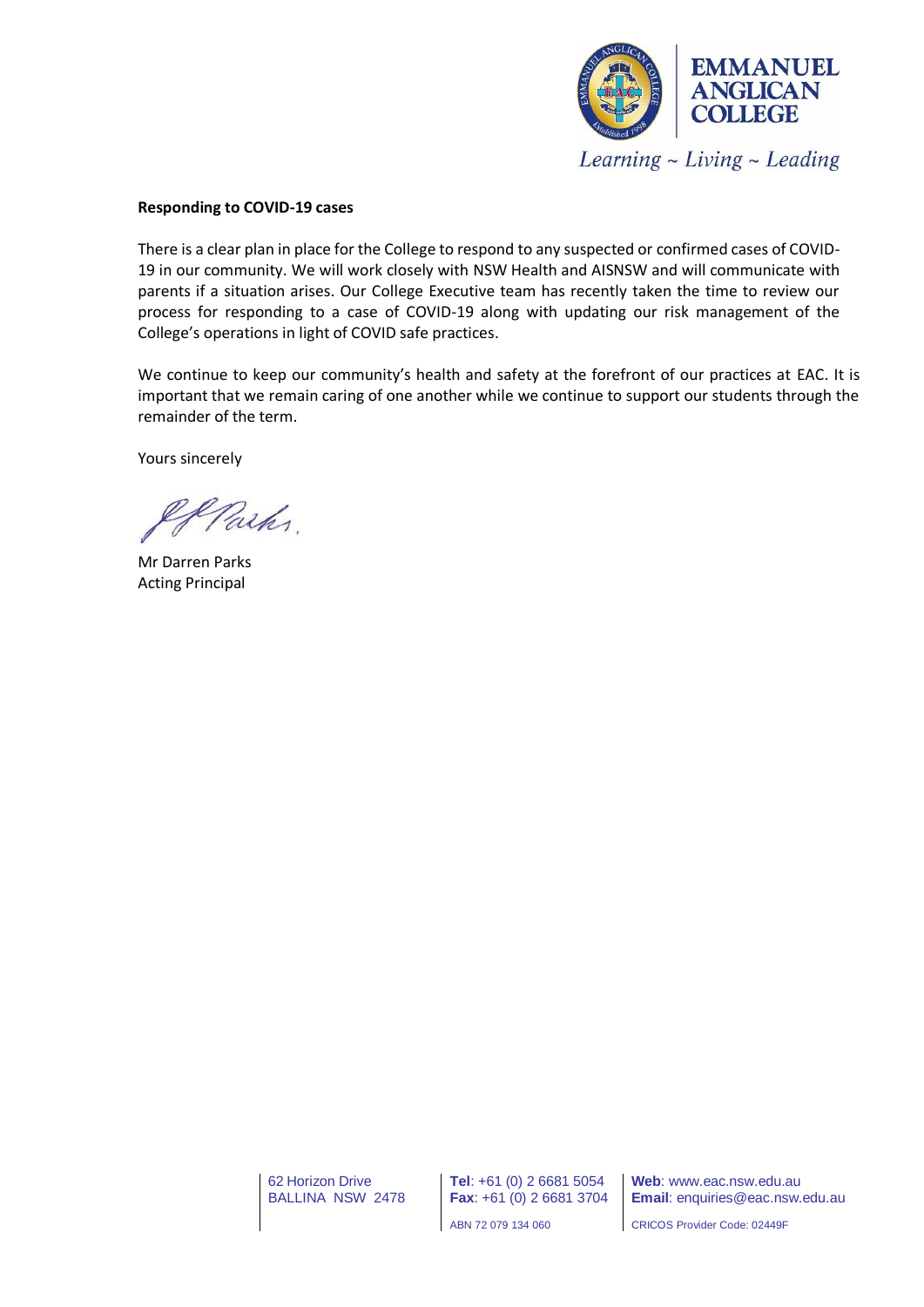**Responding to COVID-19 cases**

There is a clear plan in place for the College to respond to any suspected or confirmed cases of COVID-19 in our community. We will work closely with NSW Health and AISNSW and will communicate with parents if a situation arises. Our College Executive team has recently taken the time to review our process for responding to a case of COVID-19 along with updating our risk management of the College's operations in light of COVID safe practices.

We continue to keep our community's health and safety at the forefront of our practices at EAC. It is important that we remain caring of one another while we continue to support our students through the remainder of the term.

Yours sincerely

Mr Darren Parks
Acting Principal